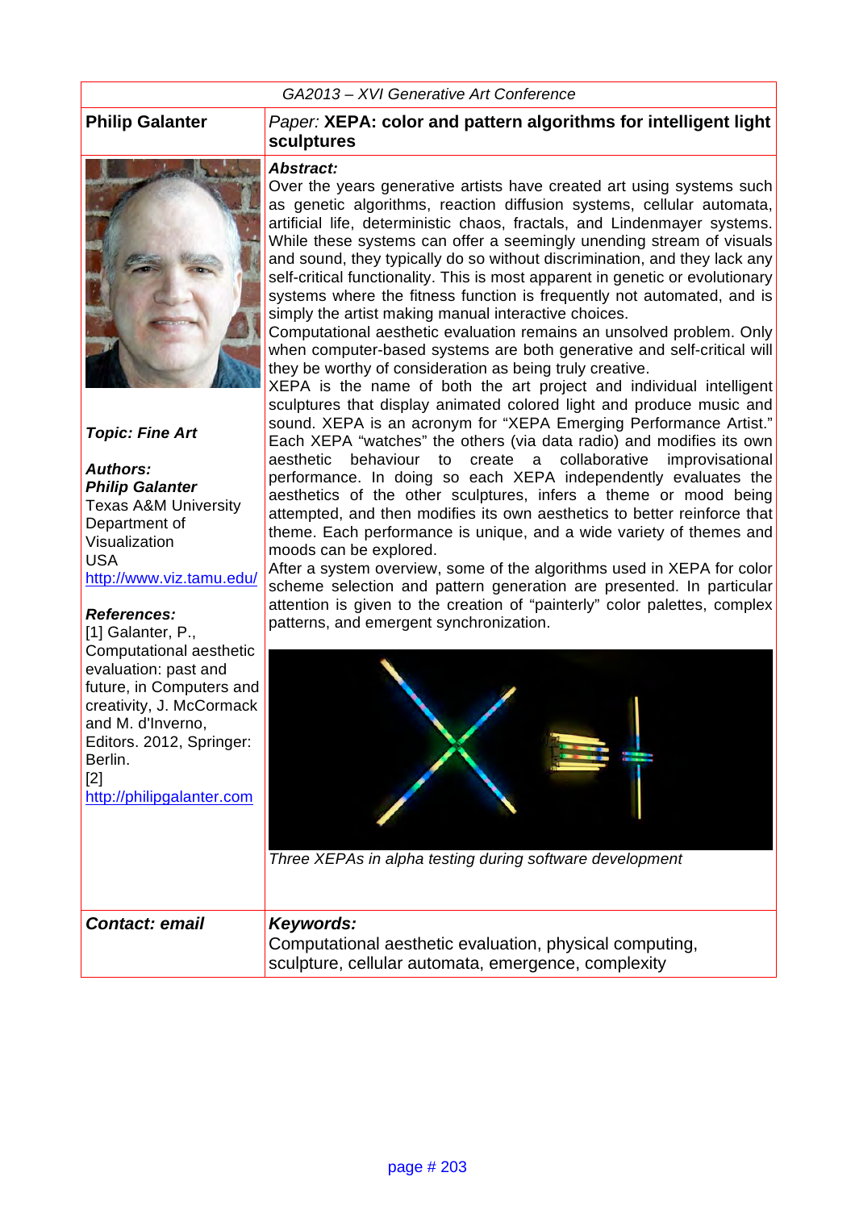*GA2013 – XVI Generative Art Conference*

**Philip Galanter**

*Paper:* **XEPA: color and pattern algorithms for intelligent light sculptures**

***Topic: Fine Art***

***Authors:***
***Philip Galanter***
Texas A&M University
Department of Visualization
USA
http://www.viz.tamu.edu/

***References:***
[1] Galanter, P., Computational aesthetic evaluation: past and future, in Computers and creativity, J. McCormack and M. d'Inverno, Editors. 2012, Springer: Berlin.
[2] http://philipgalanter.com

***Abstract:***

Over the years generative artists have created art using systems such as genetic algorithms, reaction diffusion systems, cellular automata, artificial life, deterministic chaos, fractals, and Lindenmayer systems. While these systems can offer a seemingly unending stream of visuals and sound, they typically do so without discrimination, and they lack any self-critical functionality. This is most apparent in genetic or evolutionary systems where the fitness function is frequently not automated, and is simply the artist making manual interactive choices.

Computational aesthetic evaluation remains an unsolved problem. Only when computer-based systems are both generative and self-critical will they be worthy of consideration as being truly creative.

XEPA is the name of both the art project and individual intelligent sculptures that display animated colored light and produce music and sound. XEPA is an acronym for "XEPA Emerging Performance Artist." Each XEPA "watches" the others (via data radio) and modifies its own aesthetic behaviour to create a collaborative improvisational performance. In doing so each XEPA independently evaluates the aesthetics of the other sculptures, infers a theme or mood being attempted, and then modifies its own aesthetics to better reinforce that theme. Each performance is unique, and a wide variety of themes and moods can be explored.

After a system overview, some of the algorithms used in XEPA for color scheme selection and pattern generation are presented. In particular attention is given to the creation of "painterly" color palettes, complex patterns, and emergent synchronization.

*Three XEPAs in alpha testing during software development*

***Contact: email***

***Keywords:***
Computational aesthetic evaluation, physical computing, sculpture, cellular automata, emergence, complexity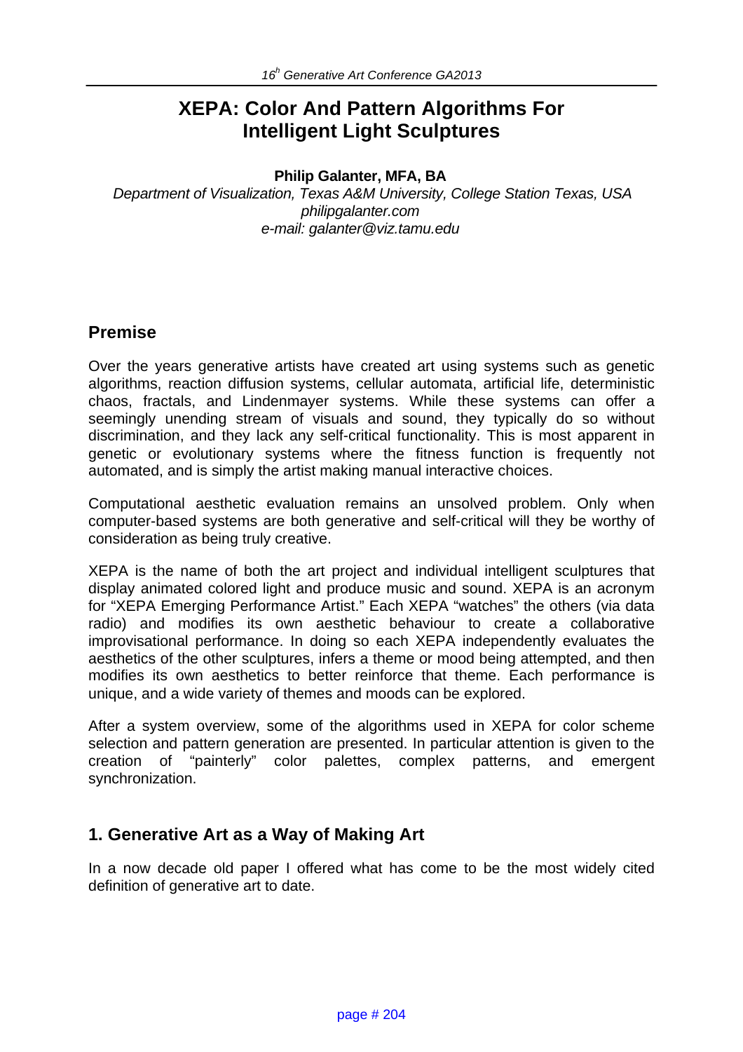# XEPA: Color And Pattern Algorithms For Intelligent Light Sculptures

**Philip Galanter, MFA, BA**

*Department of Visualization, Texas A&M University, College Station Texas, USA*
*philipgalanter.com*
*e-mail: galanter@viz.tamu.edu*

## Premise

Over the years generative artists have created art using systems such as genetic algorithms, reaction diffusion systems, cellular automata, artificial life, deterministic chaos, fractals, and Lindenmayer systems. While these systems can offer a seemingly unending stream of visuals and sound, they typically do so without discrimination, and they lack any self-critical functionality. This is most apparent in genetic or evolutionary systems where the fitness function is frequently not automated, and is simply the artist making manual interactive choices.

Computational aesthetic evaluation remains an unsolved problem. Only when computer-based systems are both generative and self-critical will they be worthy of consideration as being truly creative.

XEPA is the name of both the art project and individual intelligent sculptures that display animated colored light and produce music and sound. XEPA is an acronym for "XEPA Emerging Performance Artist." Each XEPA "watches" the others (via data radio) and modifies its own aesthetic behaviour to create a collaborative improvisational performance. In doing so each XEPA independently evaluates the aesthetics of the other sculptures, infers a theme or mood being attempted, and then modifies its own aesthetics to better reinforce that theme. Each performance is unique, and a wide variety of themes and moods can be explored.

After a system overview, some of the algorithms used in XEPA for color scheme selection and pattern generation are presented. In particular attention is given to the creation of "painterly" color palettes, complex patterns, and emergent synchronization.

## 1. Generative Art as a Way of Making Art

In a now decade old paper I offered what has come to be the most widely cited definition of generative art to date.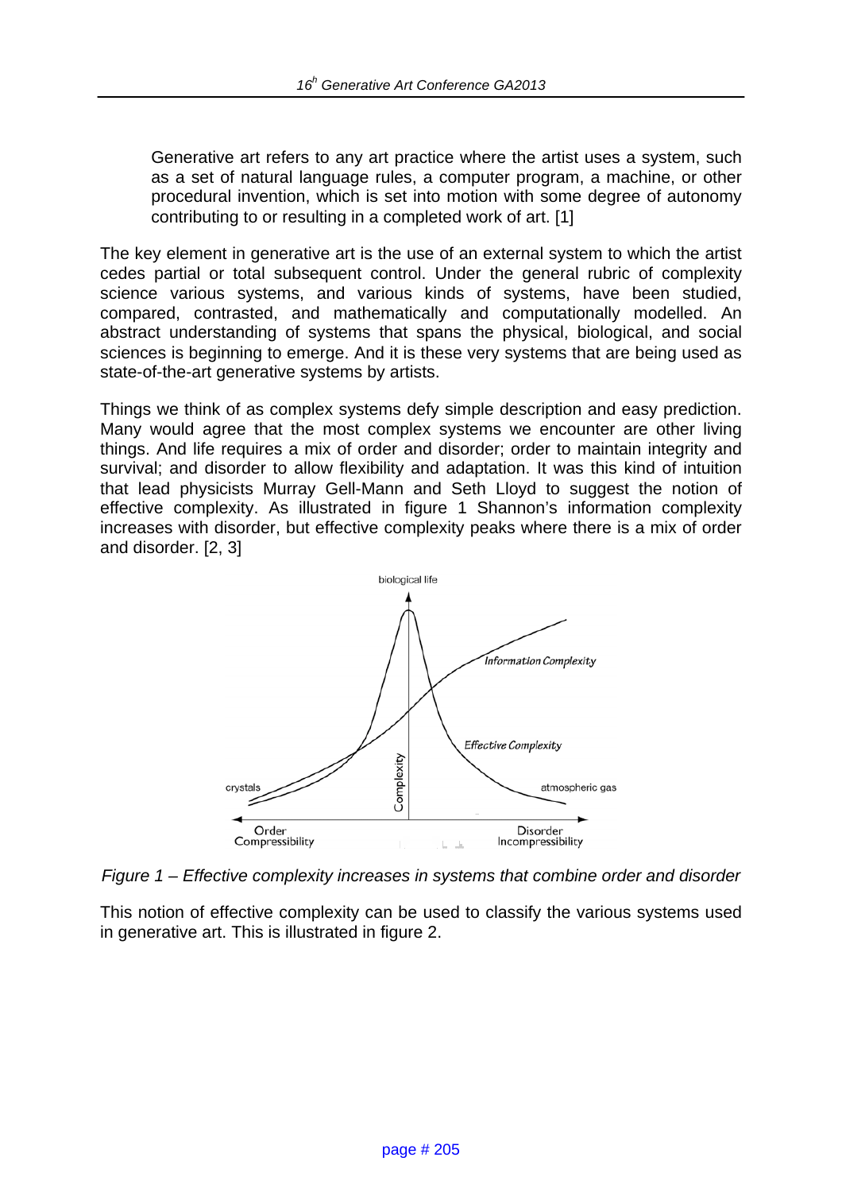> Generative art refers to any art practice where the artist uses a system, such as a set of natural language rules, a computer program, a machine, or other procedural invention, which is set into motion with some degree of autonomy contributing to or resulting in a completed work of art. [1]

The key element in generative art is the use of an external system to which the artist cedes partial or total subsequent control. Under the general rubric of complexity science various systems, and various kinds of systems, have been studied, compared, contrasted, and mathematically and computationally modelled. An abstract understanding of systems that spans the physical, biological, and social sciences is beginning to emerge. And it is these very systems that are being used as state-of-the-art generative systems by artists.

Things we think of as complex systems defy simple description and easy prediction. Many would agree that the most complex systems we encounter are other living things. And life requires a mix of order and disorder; order to maintain integrity and survival; and disorder to allow flexibility and adaptation. It was this kind of intuition that lead physicists Murray Gell-Mann and Seth Lloyd to suggest the notion of effective complexity. As illustrated in figure 1 Shannon's information complexity increases with disorder, but effective complexity peaks where there is a mix of order and disorder. [2, 3]

*Figure 1 – Effective complexity increases in systems that combine order and disorder*

This notion of effective complexity can be used to classify the various systems used in generative art. This is illustrated in figure 2.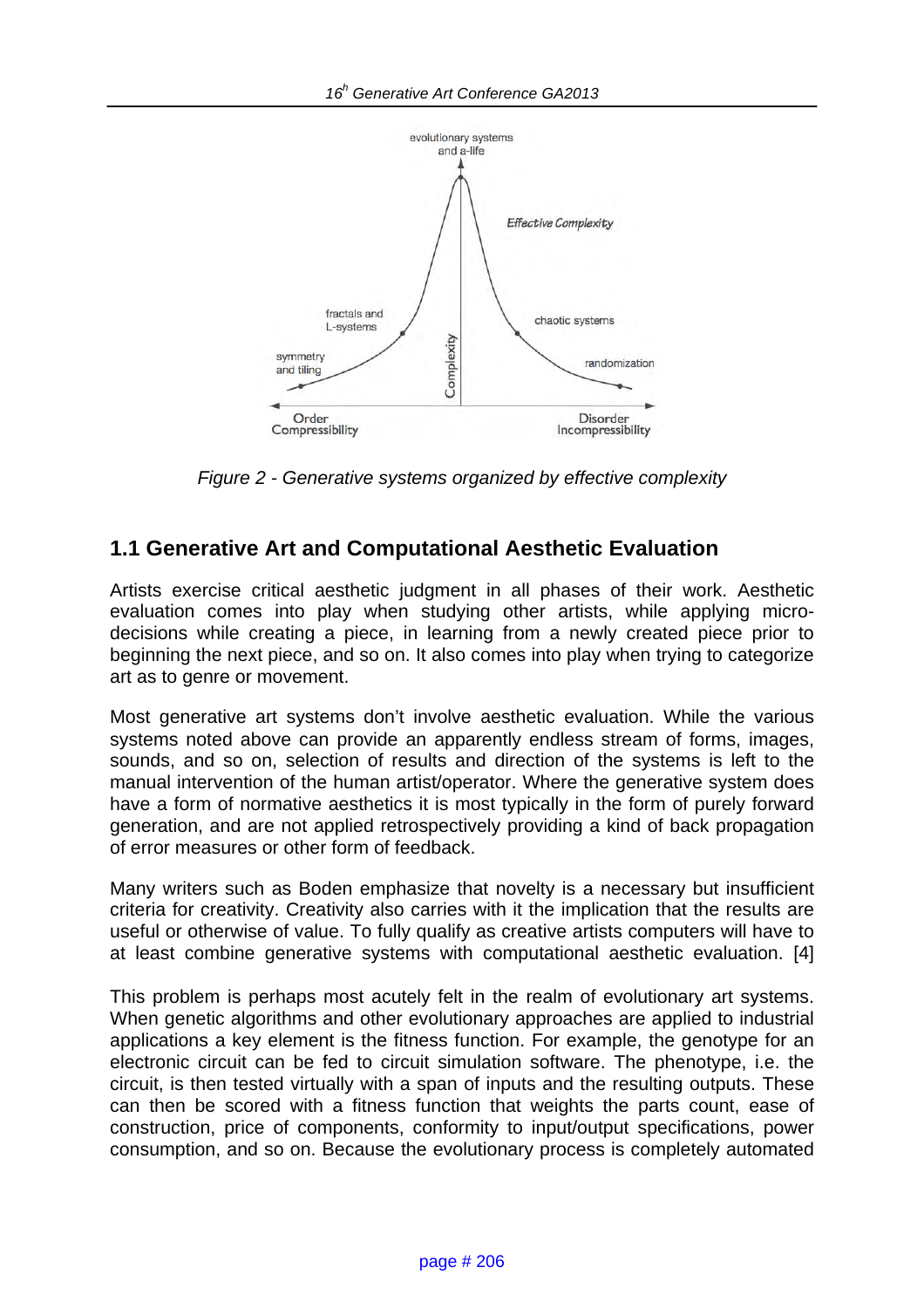Figure 2 - Generative systems organized by effective complexity

## 1.1 Generative Art and Computational Aesthetic Evaluation

Artists exercise critical aesthetic judgment in all phases of their work. Aesthetic evaluation comes into play when studying other artists, while applying micro-decisions while creating a piece, in learning from a newly created piece prior to beginning the next piece, and so on. It also comes into play when trying to categorize art as to genre or movement.

Most generative art systems don't involve aesthetic evaluation. While the various systems noted above can provide an apparently endless stream of forms, images, sounds, and so on, selection of results and direction of the systems is left to the manual intervention of the human artist/operator. Where the generative system does have a form of normative aesthetics it is most typically in the form of purely forward generation, and are not applied retrospectively providing a kind of back propagation of error measures or other form of feedback.

Many writers such as Boden emphasize that novelty is a necessary but insufficient criteria for creativity. Creativity also carries with it the implication that the results are useful or otherwise of value. To fully qualify as creative artists computers will have to at least combine generative systems with computational aesthetic evaluation. [4]

This problem is perhaps most acutely felt in the realm of evolutionary art systems. When genetic algorithms and other evolutionary approaches are applied to industrial applications a key element is the fitness function. For example, the genotype for an electronic circuit can be fed to circuit simulation software. The phenotype, i.e. the circuit, is then tested virtually with a span of inputs and the resulting outputs. These can then be scored with a fitness function that weights the parts count, ease of construction, price of components, conformity to input/output specifications, power consumption, and so on. Because the evolutionary process is completely automated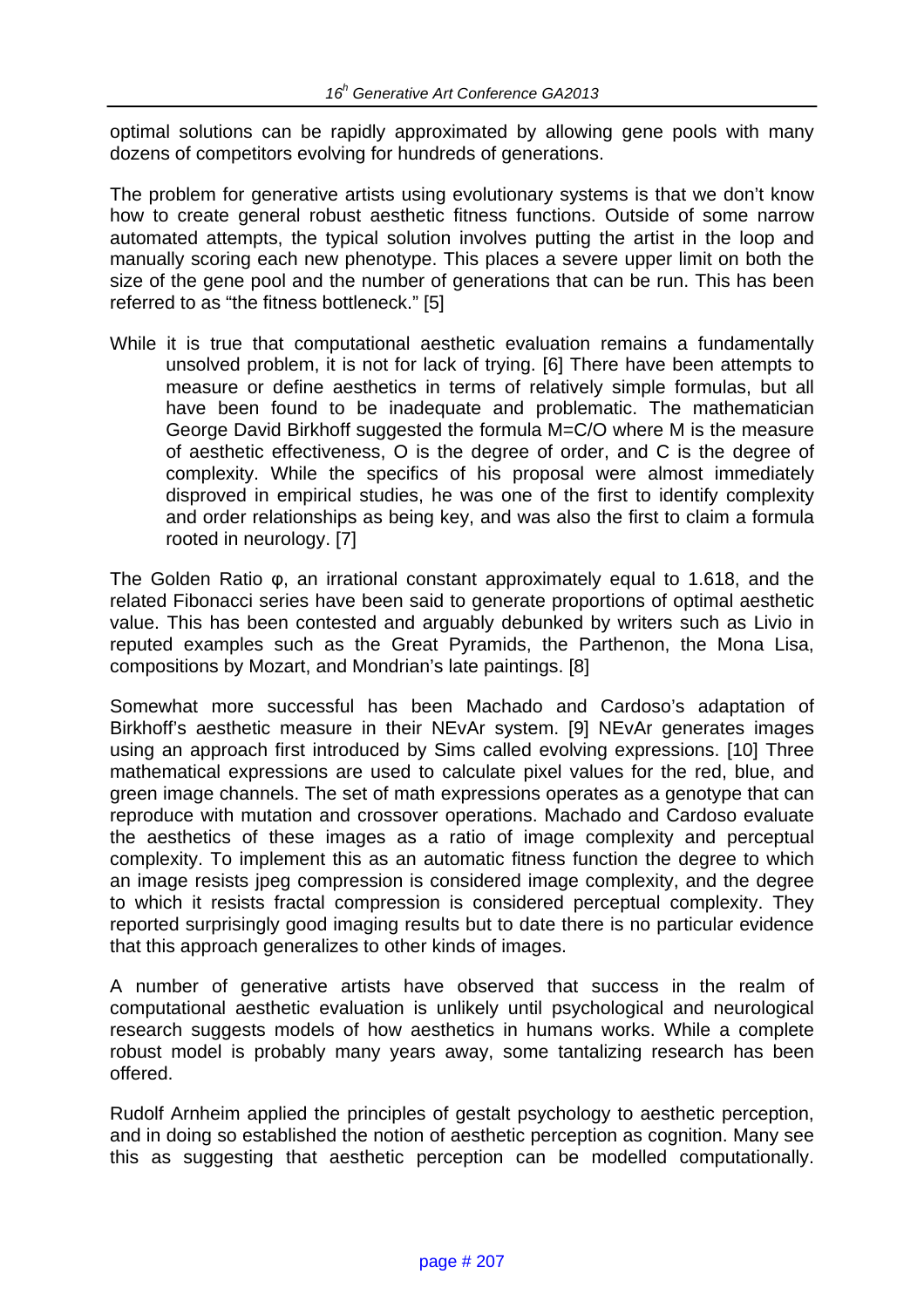optimal solutions can be rapidly approximated by allowing gene pools with many dozens of competitors evolving for hundreds of generations.

The problem for generative artists using evolutionary systems is that we don't know how to create general robust aesthetic fitness functions. Outside of some narrow automated attempts, the typical solution involves putting the artist in the loop and manually scoring each new phenotype. This places a severe upper limit on both the size of the gene pool and the number of generations that can be run. This has been referred to as "the fitness bottleneck." [5]

While it is true that computational aesthetic evaluation remains a fundamentally unsolved problem, it is not for lack of trying. [6] There have been attempts to measure or define aesthetics in terms of relatively simple formulas, but all have been found to be inadequate and problematic. The mathematician George David Birkhoff suggested the formula $M=C/O$ where M is the measure of aesthetic effectiveness, O is the degree of order, and C is the degree of complexity. While the specifics of his proposal were almost immediately disproved in empirical studies, he was one of the first to identify complexity and order relationships as being key, and was also the first to claim a formula rooted in neurology. [7]

The Golden Ratio $\varphi$, an irrational constant approximately equal to 1.618, and the related Fibonacci series have been said to generate proportions of optimal aesthetic value. This has been contested and arguably debunked by writers such as Livio in reputed examples such as the Great Pyramids, the Parthenon, the Mona Lisa, compositions by Mozart, and Mondrian's late paintings. [8]

Somewhat more successful has been Machado and Cardoso's adaptation of Birkhoff's aesthetic measure in their NEvAr system. [9] NEvAr generates images using an approach first introduced by Sims called evolving expressions. [10] Three mathematical expressions are used to calculate pixel values for the red, blue, and green image channels. The set of math expressions operates as a genotype that can reproduce with mutation and crossover operations. Machado and Cardoso evaluate the aesthetics of these images as a ratio of image complexity and perceptual complexity. To implement this as an automatic fitness function the degree to which an image resists jpeg compression is considered image complexity, and the degree to which it resists fractal compression is considered perceptual complexity. They reported surprisingly good imaging results but to date there is no particular evidence that this approach generalizes to other kinds of images.

A number of generative artists have observed that success in the realm of computational aesthetic evaluation is unlikely until psychological and neurological research suggests models of how aesthetics in humans works. While a complete robust model is probably many years away, some tantalizing research has been offered.

Rudolf Arnheim applied the principles of gestalt psychology to aesthetic perception, and in doing so established the notion of aesthetic perception as cognition. Many see this as suggesting that aesthetic perception can be modelled computationally.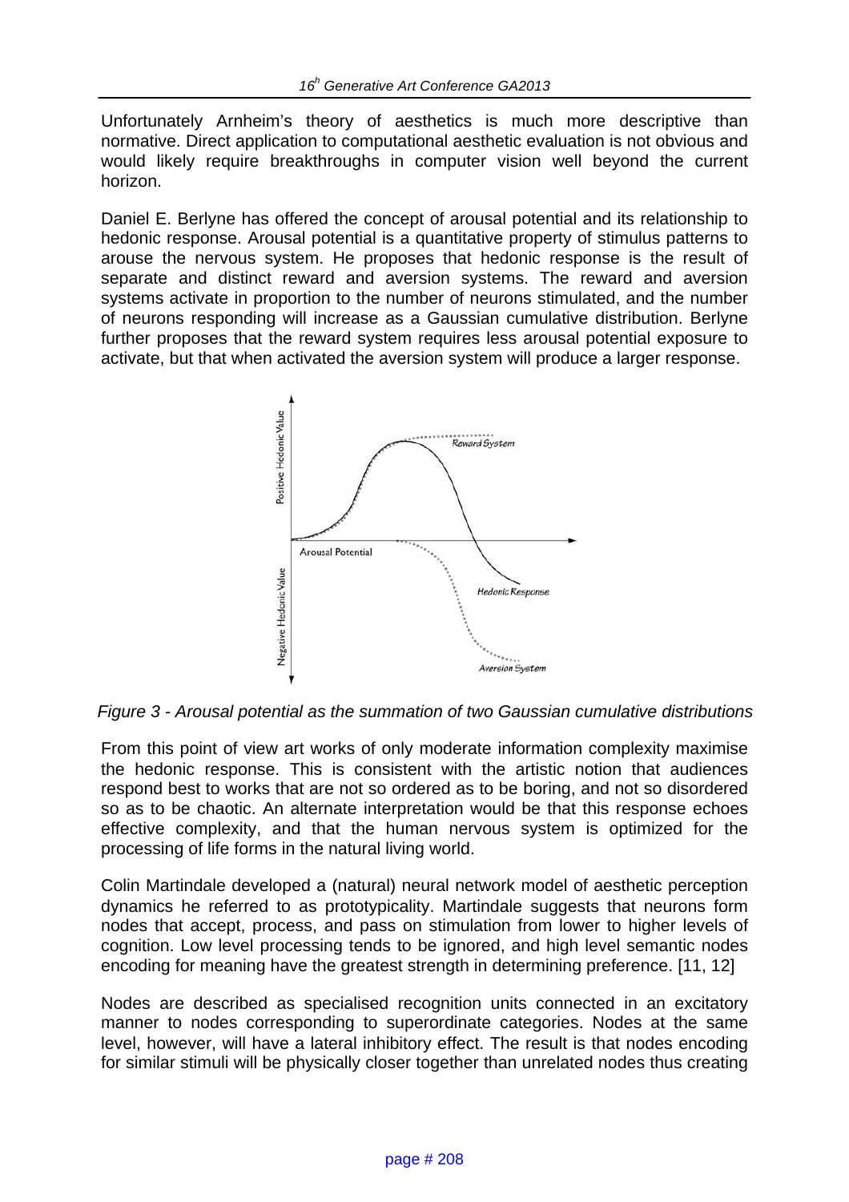Unfortunately Arnheim's theory of aesthetics is much more descriptive than normative. Direct application to computational aesthetic evaluation is not obvious and would likely require breakthroughs in computer vision well beyond the current horizon.

Daniel E. Berlyne has offered the concept of arousal potential and its relationship to hedonic response. Arousal potential is a quantitative property of stimulus patterns to arouse the nervous system. He proposes that hedonic response is the result of separate and distinct reward and aversion systems. The reward and aversion systems activate in proportion to the number of neurons stimulated, and the number of neurons responding will increase as a Gaussian cumulative distribution. Berlyne further proposes that the reward system requires less arousal potential exposure to activate, but that when activated the aversion system will produce a larger response.

*Figure 3 - Arousal potential as the summation of two Gaussian cumulative distributions*

From this point of view art works of only moderate information complexity maximise the hedonic response. This is consistent with the artistic notion that audiences respond best to works that are not so ordered as to be boring, and not so disordered so as to be chaotic. An alternate interpretation would be that this response echoes effective complexity, and that the human nervous system is optimized for the processing of life forms in the natural living world.

Colin Martindale developed a (natural) neural network model of aesthetic perception dynamics he referred to as prototypicality. Martindale suggests that neurons form nodes that accept, process, and pass on stimulation from lower to higher levels of cognition. Low level processing tends to be ignored, and high level semantic nodes encoding for meaning have the greatest strength in determining preference. [11, 12]

Nodes are described as specialised recognition units connected in an excitatory manner to nodes corresponding to superordinate categories. Nodes at the same level, however, will have a lateral inhibitory effect. The result is that nodes encoding for similar stimuli will be physically closer together than unrelated nodes thus creating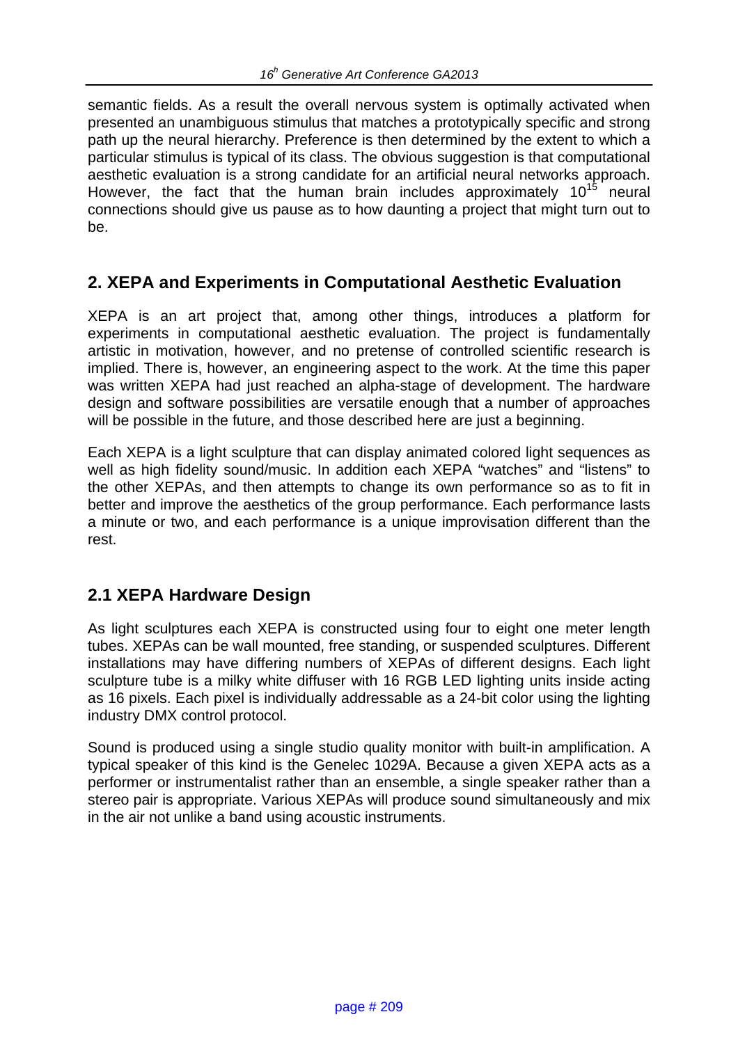semantic fields. As a result the overall nervous system is optimally activated when presented an unambiguous stimulus that matches a prototypically specific and strong path up the neural hierarchy. Preference is then determined by the extent to which a particular stimulus is typical of its class. The obvious suggestion is that computational aesthetic evaluation is a strong candidate for an artificial neural networks approach. However, the fact that the human brain includes approximately $10^{15}$ neural connections should give us pause as to how daunting a project that might turn out to be.

## 2. XEPA and Experiments in Computational Aesthetic Evaluation

XEPA is an art project that, among other things, introduces a platform for experiments in computational aesthetic evaluation. The project is fundamentally artistic in motivation, however, and no pretense of controlled scientific research is implied. There is, however, an engineering aspect to the work. At the time this paper was written XEPA had just reached an alpha-stage of development. The hardware design and software possibilities are versatile enough that a number of approaches will be possible in the future, and those described here are just a beginning.

Each XEPA is a light sculpture that can display animated colored light sequences as well as high fidelity sound/music. In addition each XEPA "watches" and "listens" to the other XEPAs, and then attempts to change its own performance so as to fit in better and improve the aesthetics of the group performance. Each performance lasts a minute or two, and each performance is a unique improvisation different than the rest.

## 2.1 XEPA Hardware Design

As light sculptures each XEPA is constructed using four to eight one meter length tubes. XEPAs can be wall mounted, free standing, or suspended sculptures. Different installations may have differing numbers of XEPAs of different designs. Each light sculpture tube is a milky white diffuser with 16 RGB LED lighting units inside acting as 16 pixels. Each pixel is individually addressable as a 24-bit color using the lighting industry DMX control protocol.

Sound is produced using a single studio quality monitor with built-in amplification. A typical speaker of this kind is the Genelec 1029A. Because a given XEPA acts as a performer or instrumentalist rather than an ensemble, a single speaker rather than a stereo pair is appropriate. Various XEPAs will produce sound simultaneously and mix in the air not unlike a band using acoustic instruments.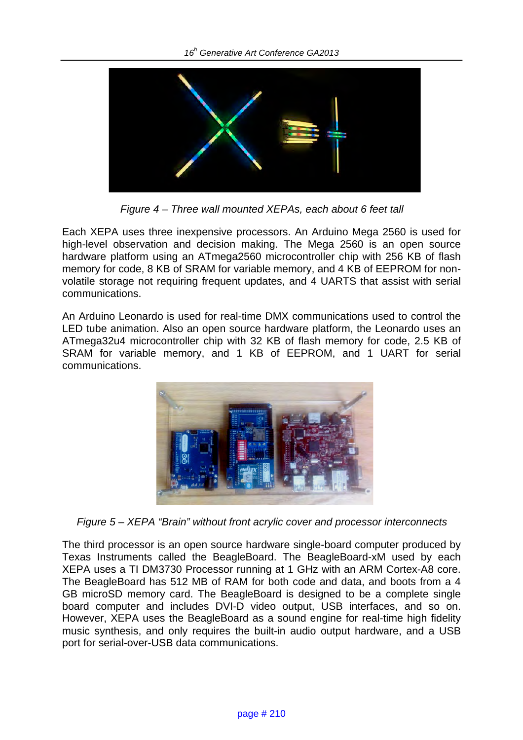*Figure 4 – Three wall mounted XEPAs, each about 6 feet tall*

Each XEPA uses three inexpensive processors. An Arduino Mega 2560 is used for high-level observation and decision making. The Mega 2560 is an open source hardware platform using an ATmega2560 microcontroller chip with 256 KB of flash memory for code, 8 KB of SRAM for variable memory, and 4 KB of EEPROM for non-volatile storage not requiring frequent updates, and 4 UARTS that assist with serial communications.

An Arduino Leonardo is used for real-time DMX communications used to control the LED tube animation. Also an open source hardware platform, the Leonardo uses an ATmega32u4 microcontroller chip with 32 KB of flash memory for code, 2.5 KB of SRAM for variable memory, and 1 KB of EEPROM, and 1 UART for serial communications.

*Figure 5 – XEPA "Brain" without front acrylic cover and processor interconnects*

The third processor is an open source hardware single-board computer produced by Texas Instruments called the BeagleBoard. The BeagleBoard-xM used by each XEPA uses a TI DM3730 Processor running at 1 GHz with an ARM Cortex-A8 core. The BeagleBoard has 512 MB of RAM for both code and data, and boots from a 4 GB microSD memory card. The BeagleBoard is designed to be a complete single board computer and includes DVI-D video output, USB interfaces, and so on. However, XEPA uses the BeagleBoard as a sound engine for real-time high fidelity music synthesis, and only requires the built-in audio output hardware, and a USB port for serial-over-USB data communications.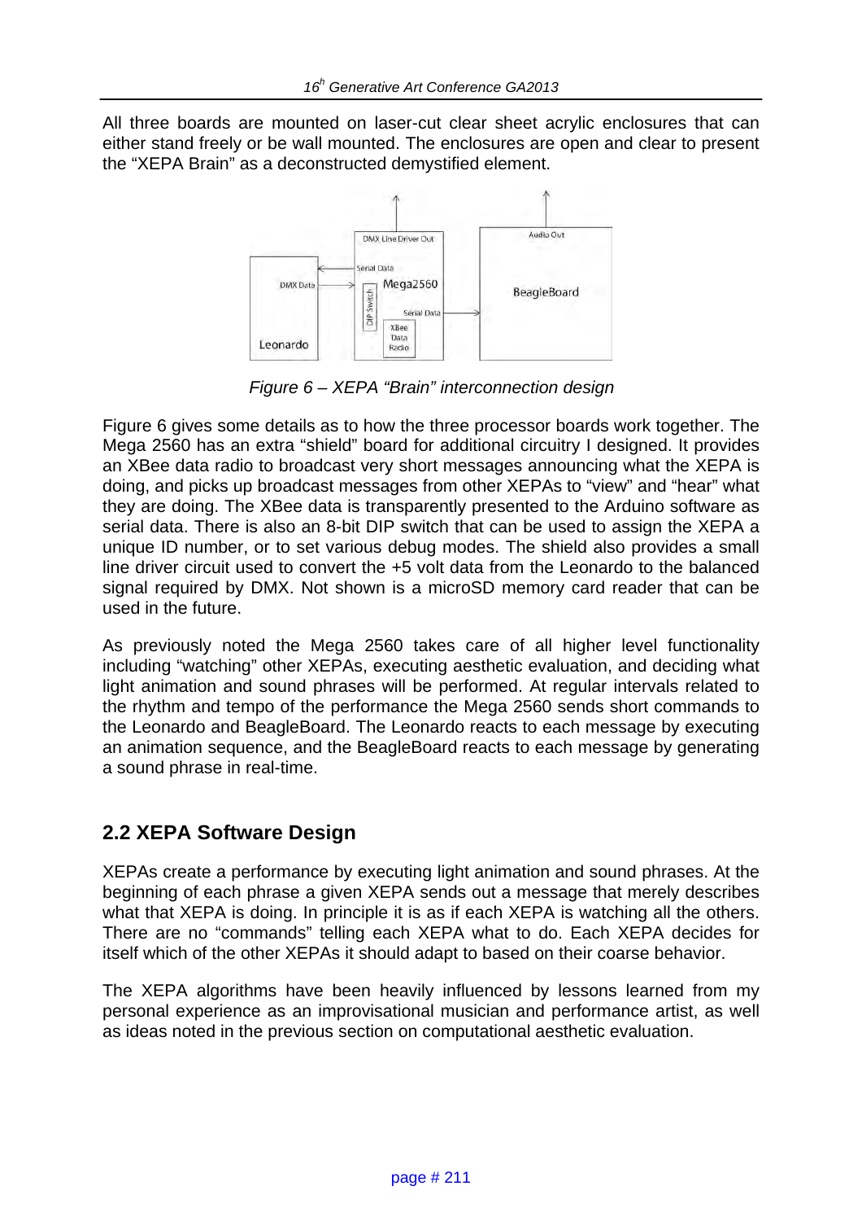All three boards are mounted on laser-cut clear sheet acrylic enclosures that can either stand freely or be wall mounted. The enclosures are open and clear to present the "XEPA Brain" as a deconstructed demystified element.

*Figure 6 – XEPA "Brain" interconnection design*

Figure 6 gives some details as to how the three processor boards work together. The Mega 2560 has an extra "shield" board for additional circuitry I designed. It provides an XBee data radio to broadcast very short messages announcing what the XEPA is doing, and picks up broadcast messages from other XEPAs to "view" and "hear" what they are doing. The XBee data is transparently presented to the Arduino software as serial data. There is also an 8-bit DIP switch that can be used to assign the XEPA a unique ID number, or to set various debug modes. The shield also provides a small line driver circuit used to convert the +5 volt data from the Leonardo to the balanced signal required by DMX. Not shown is a microSD memory card reader that can be used in the future.

As previously noted the Mega 2560 takes care of all higher level functionality including "watching" other XEPAs, executing aesthetic evaluation, and deciding what light animation and sound phrases will be performed. At regular intervals related to the rhythm and tempo of the performance the Mega 2560 sends short commands to the Leonardo and BeagleBoard. The Leonardo reacts to each message by executing an animation sequence, and the BeagleBoard reacts to each message by generating a sound phrase in real-time.

## 2.2 XEPA Software Design

XEPAs create a performance by executing light animation and sound phrases. At the beginning of each phrase a given XEPA sends out a message that merely describes what that XEPA is doing. In principle it is as if each XEPA is watching all the others. There are no "commands" telling each XEPA what to do. Each XEPA decides for itself which of the other XEPAs it should adapt to based on their coarse behavior.

The XEPA algorithms have been heavily influenced by lessons learned from my personal experience as an improvisational musician and performance artist, as well as ideas noted in the previous section on computational aesthetic evaluation.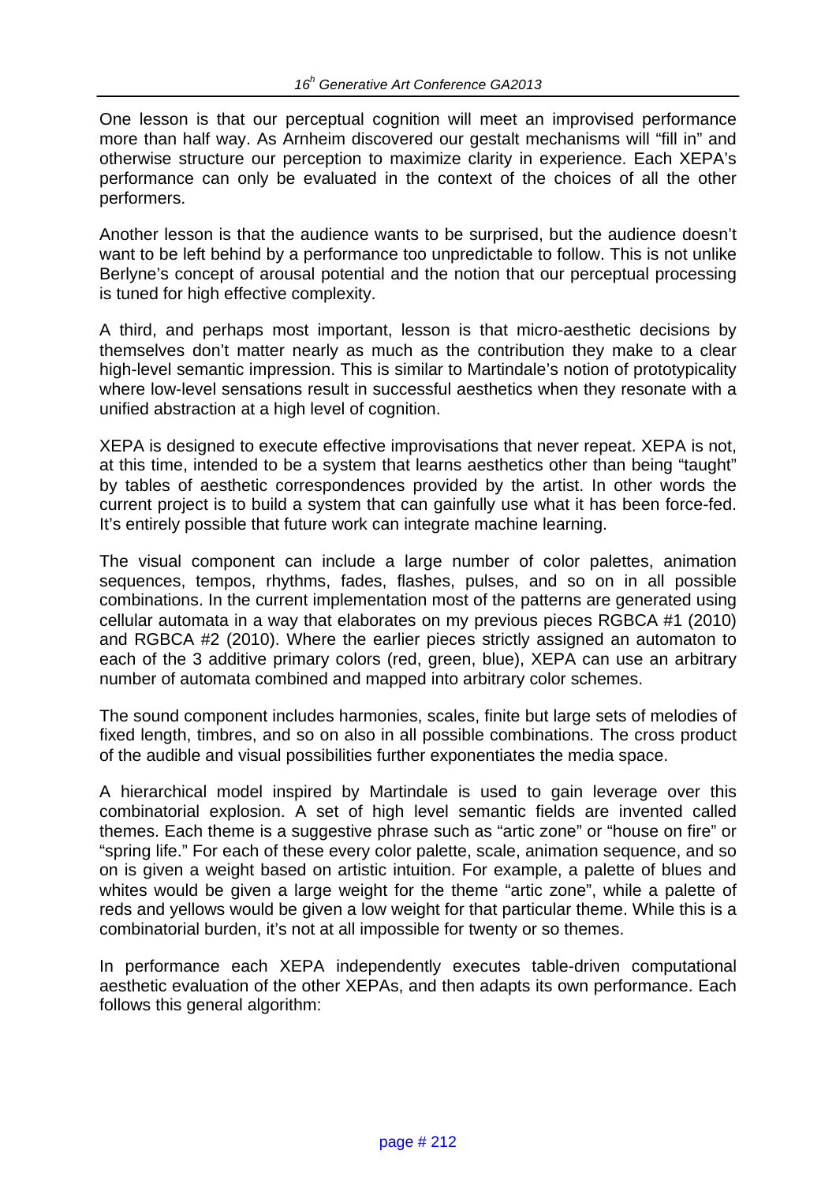One lesson is that our perceptual cognition will meet an improvised performance more than half way. As Arnheim discovered our gestalt mechanisms will "fill in" and otherwise structure our perception to maximize clarity in experience. Each XEPA's performance can only be evaluated in the context of the choices of all the other performers.

Another lesson is that the audience wants to be surprised, but the audience doesn't want to be left behind by a performance too unpredictable to follow. This is not unlike Berlyne's concept of arousal potential and the notion that our perceptual processing is tuned for high effective complexity.

A third, and perhaps most important, lesson is that micro-aesthetic decisions by themselves don't matter nearly as much as the contribution they make to a clear high-level semantic impression. This is similar to Martindale's notion of prototypicality where low-level sensations result in successful aesthetics when they resonate with a unified abstraction at a high level of cognition.

XEPA is designed to execute effective improvisations that never repeat. XEPA is not, at this time, intended to be a system that learns aesthetics other than being "taught" by tables of aesthetic correspondences provided by the artist. In other words the current project is to build a system that can gainfully use what it has been force-fed. It's entirely possible that future work can integrate machine learning.

The visual component can include a large number of color palettes, animation sequences, tempos, rhythms, fades, flashes, pulses, and so on in all possible combinations. In the current implementation most of the patterns are generated using cellular automata in a way that elaborates on my previous pieces RGBCA #1 (2010) and RGBCA #2 (2010). Where the earlier pieces strictly assigned an automaton to each of the 3 additive primary colors (red, green, blue), XEPA can use an arbitrary number of automata combined and mapped into arbitrary color schemes.

The sound component includes harmonies, scales, finite but large sets of melodies of fixed length, timbres, and so on also in all possible combinations. The cross product of the audible and visual possibilities further exponentiates the media space.

A hierarchical model inspired by Martindale is used to gain leverage over this combinatorial explosion. A set of high level semantic fields are invented called themes. Each theme is a suggestive phrase such as "artic zone" or "house on fire" or "spring life." For each of these every color palette, scale, animation sequence, and so on is given a weight based on artistic intuition. For example, a palette of blues and whites would be given a large weight for the theme "artic zone", while a palette of reds and yellows would be given a low weight for that particular theme. While this is a combinatorial burden, it's not at all impossible for twenty or so themes.

In performance each XEPA independently executes table-driven computational aesthetic evaluation of the other XEPAs, and then adapts its own performance. Each follows this general algorithm: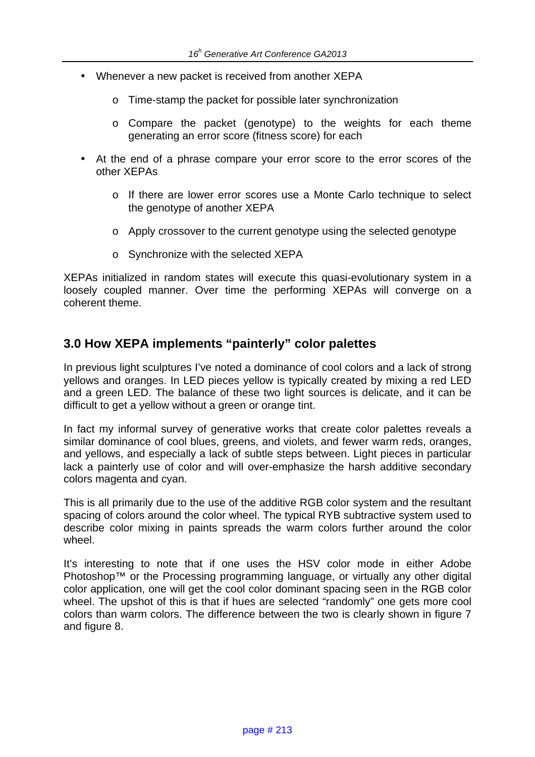- Whenever a new packet is received from another XEPA
  - Time-stamp the packet for possible later synchronization
  - Compare the packet (genotype) to the weights for each theme generating an error score (fitness score) for each
- At the end of a phrase compare your error score to the error scores of the other XEPAs
  - If there are lower error scores use a Monte Carlo technique to select the genotype of another XEPA
  - Apply crossover to the current genotype using the selected genotype
  - Synchronize with the selected XEPA

XEPAs initialized in random states will execute this quasi-evolutionary system in a loosely coupled manner. Over time the performing XEPAs will converge on a coherent theme.

## 3.0 How XEPA implements "painterly" color palettes

In previous light sculptures I've noted a dominance of cool colors and a lack of strong yellows and oranges. In LED pieces yellow is typically created by mixing a red LED and a green LED. The balance of these two light sources is delicate, and it can be difficult to get a yellow without a green or orange tint.

In fact my informal survey of generative works that create color palettes reveals a similar dominance of cool blues, greens, and violets, and fewer warm reds, oranges, and yellows, and especially a lack of subtle steps between. Light pieces in particular lack a painterly use of color and will over-emphasize the harsh additive secondary colors magenta and cyan.

This is all primarily due to the use of the additive RGB color system and the resultant spacing of colors around the color wheel. The typical RYB subtractive system used to describe color mixing in paints spreads the warm colors further around the color wheel.

It's interesting to note that if one uses the HSV color mode in either Adobe Photoshop™ or the Processing programming language, or virtually any other digital color application, one will get the cool color dominant spacing seen in the RGB color wheel. The upshot of this is that if hues are selected "randomly" one gets more cool colors than warm colors. The difference between the two is clearly shown in figure 7 and figure 8.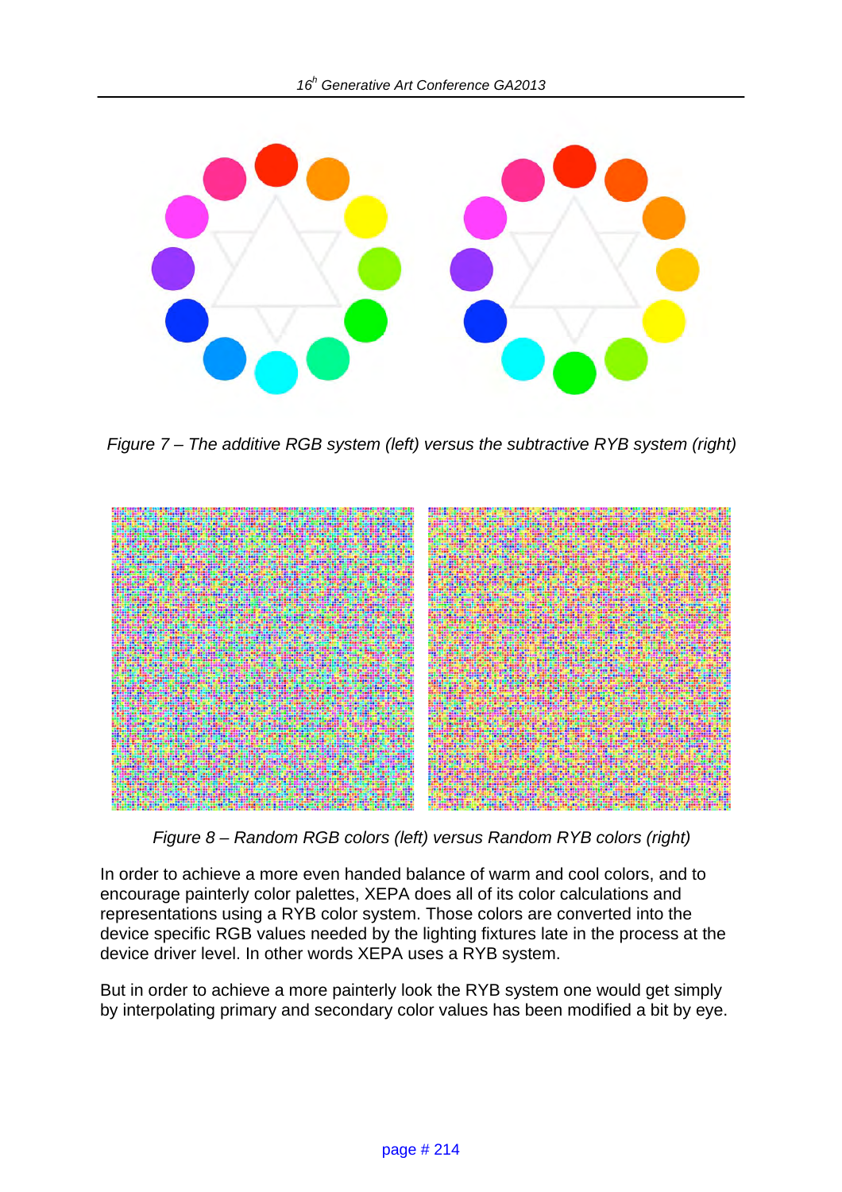*Figure 7 – The additive RGB system (left) versus the subtractive RYB system (right)*

*Figure 8 – Random RGB colors (left) versus Random RYB colors (right)*

In order to achieve a more even handed balance of warm and cool colors, and to encourage painterly color palettes, XEPA does all of its color calculations and representations using a RYB color system. Those colors are converted into the device specific RGB values needed by the lighting fixtures late in the process at the device driver level. In other words XEPA uses a RYB system.

But in order to achieve a more painterly look the RYB system one would get simply by interpolating primary and secondary color values has been modified a bit by eye.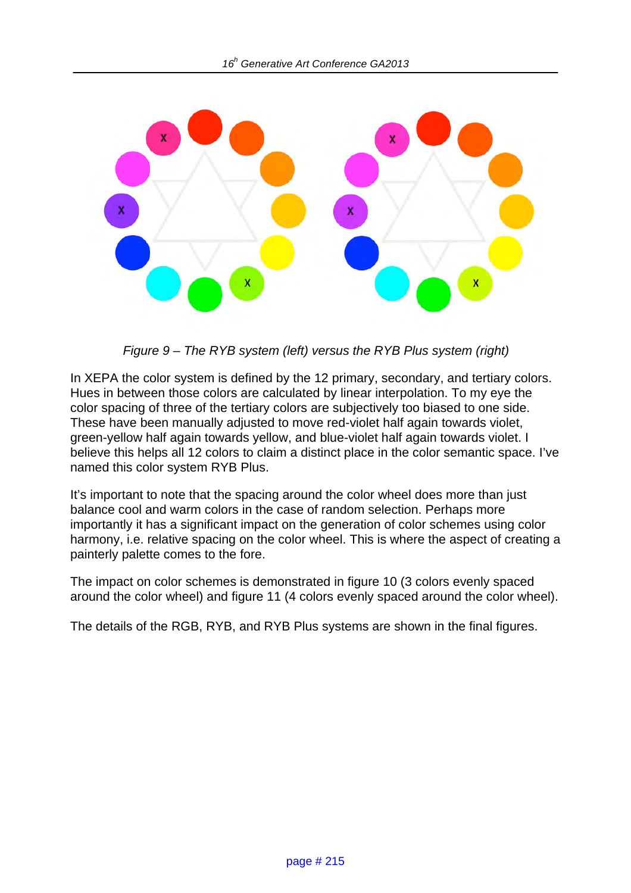*Figure 9 – The RYB system (left) versus the RYB Plus system (right)*

In XEPA the color system is defined by the 12 primary, secondary, and tertiary colors. Hues in between those colors are calculated by linear interpolation. To my eye the color spacing of three of the tertiary colors are subjectively too biased to one side. These have been manually adjusted to move red-violet half again towards violet, green-yellow half again towards yellow, and blue-violet half again towards violet. I believe this helps all 12 colors to claim a distinct place in the color semantic space. I've named this color system RYB Plus.

It's important to note that the spacing around the color wheel does more than just balance cool and warm colors in the case of random selection. Perhaps more importantly it has a significant impact on the generation of color schemes using color harmony, i.e. relative spacing on the color wheel. This is where the aspect of creating a painterly palette comes to the fore.

The impact on color schemes is demonstrated in figure 10 (3 colors evenly spaced around the color wheel) and figure 11 (4 colors evenly spaced around the color wheel).

The details of the RGB, RYB, and RYB Plus systems are shown in the final figures.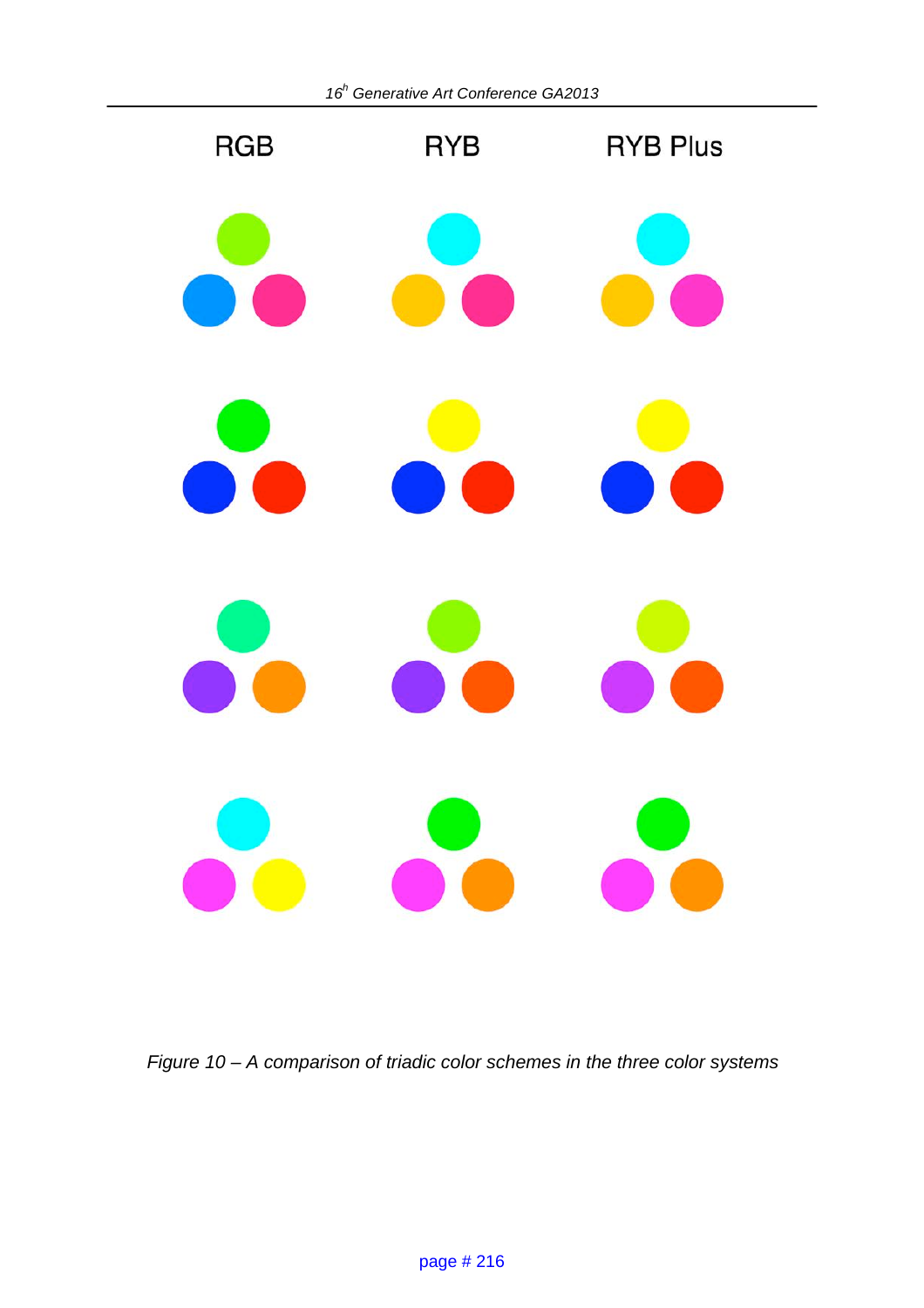RGB RYB RYB Plus

*Figure 10 – A comparison of triadic color schemes in the three color systems*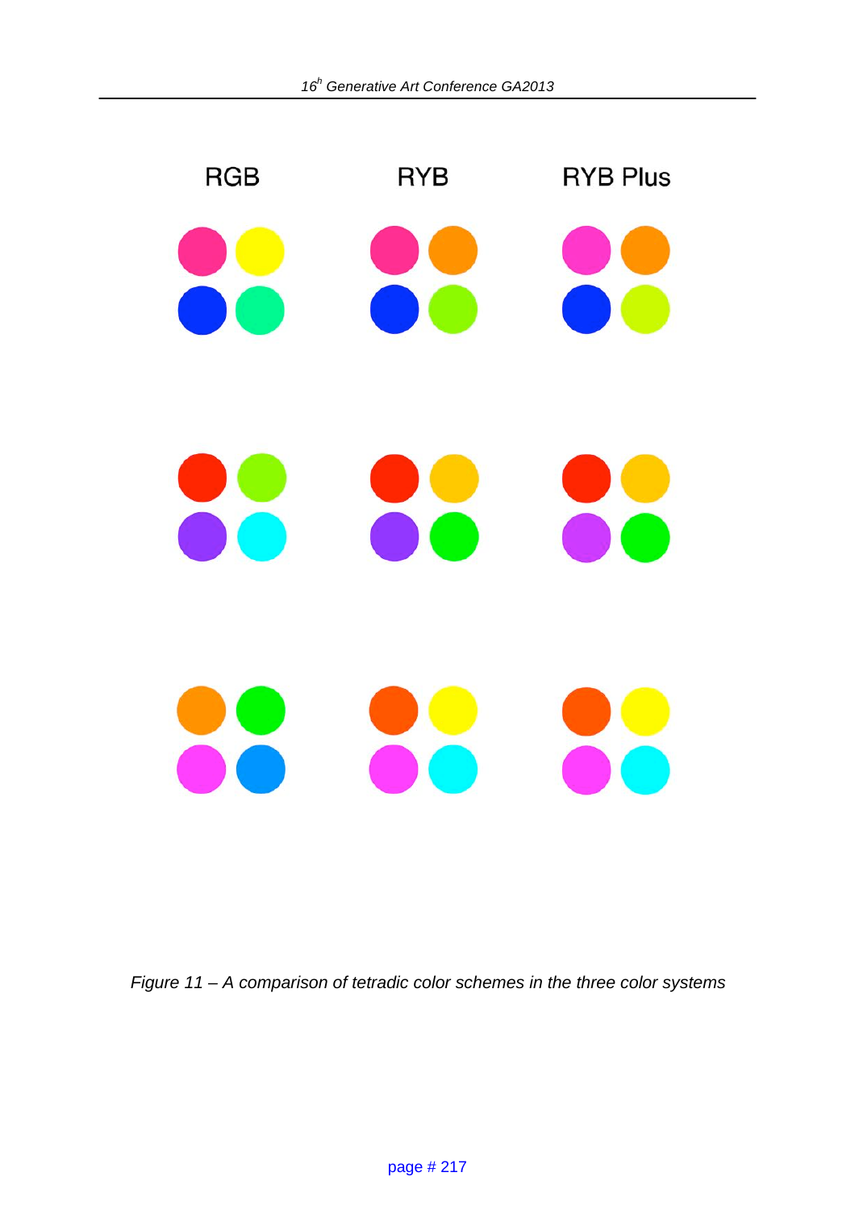RGB RYB RYB Plus

*Figure 11 – A comparison of tetradic color schemes in the three color systems*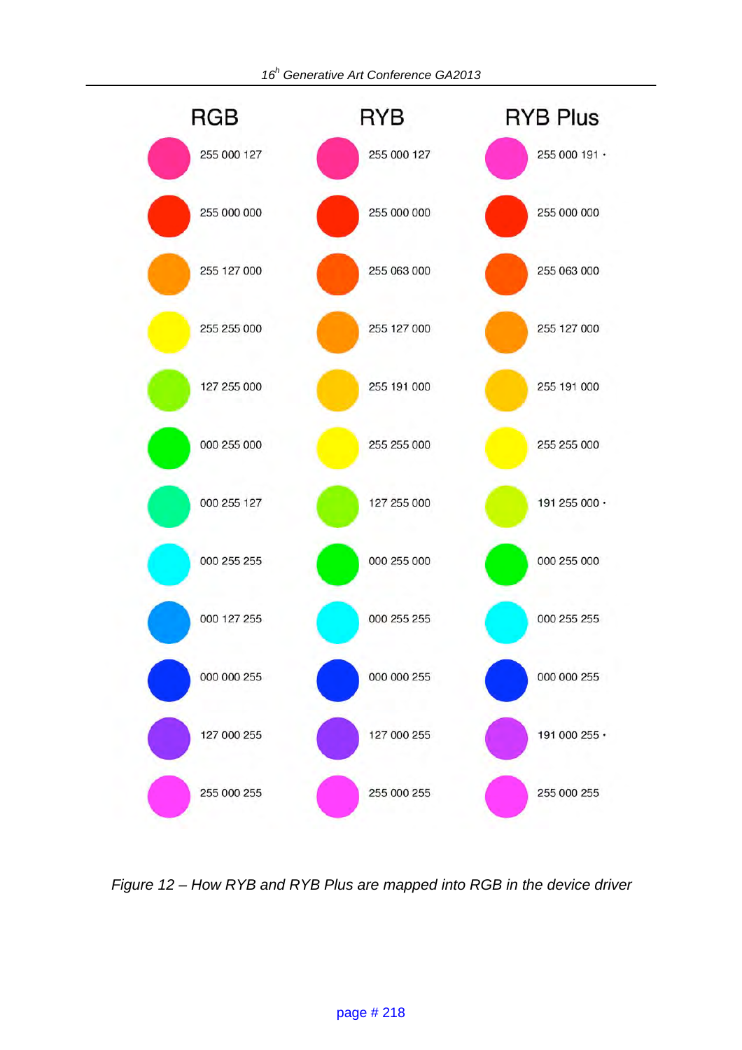| RGB | RYB | RYB Plus |
|---|---|---|
| 255 000 127 | 255 000 127 | 255 000 191 • |
| 255 000 000 | 255 000 000 | 255 000 000 |
| 255 127 000 | 255 063 000 | 255 063 000 |
| 255 255 000 | 255 127 000 | 255 127 000 |
| 127 255 000 | 255 191 000 | 255 191 000 |
| 000 255 000 | 255 255 000 | 255 255 000 |
| 000 255 127 | 127 255 000 | 191 255 000 • |
| 000 255 255 | 000 255 000 | 000 255 000 |
| 000 127 255 | 000 255 255 | 000 255 255 |
| 000 000 255 | 000 000 255 | 000 000 255 |
| 127 000 255 | 127 000 255 | 191 000 255 • |
| 255 000 255 | 255 000 255 | 255 000 255 |

*Figure 12 – How RYB and RYB Plus are mapped into RGB in the device driver*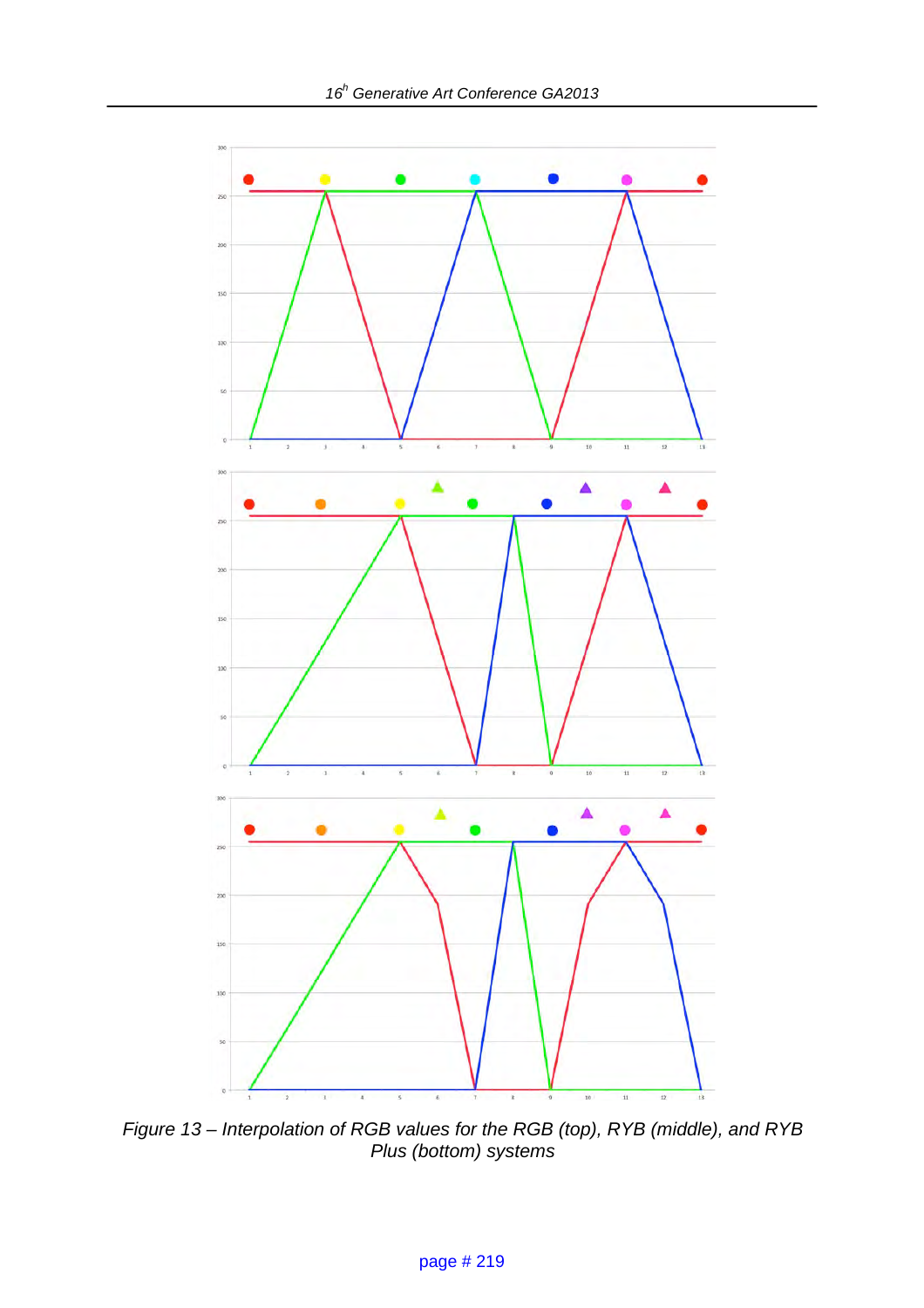*Figure 13 – Interpolation of RGB values for the RGB (top), RYB (middle), and RYB Plus (bottom) systems*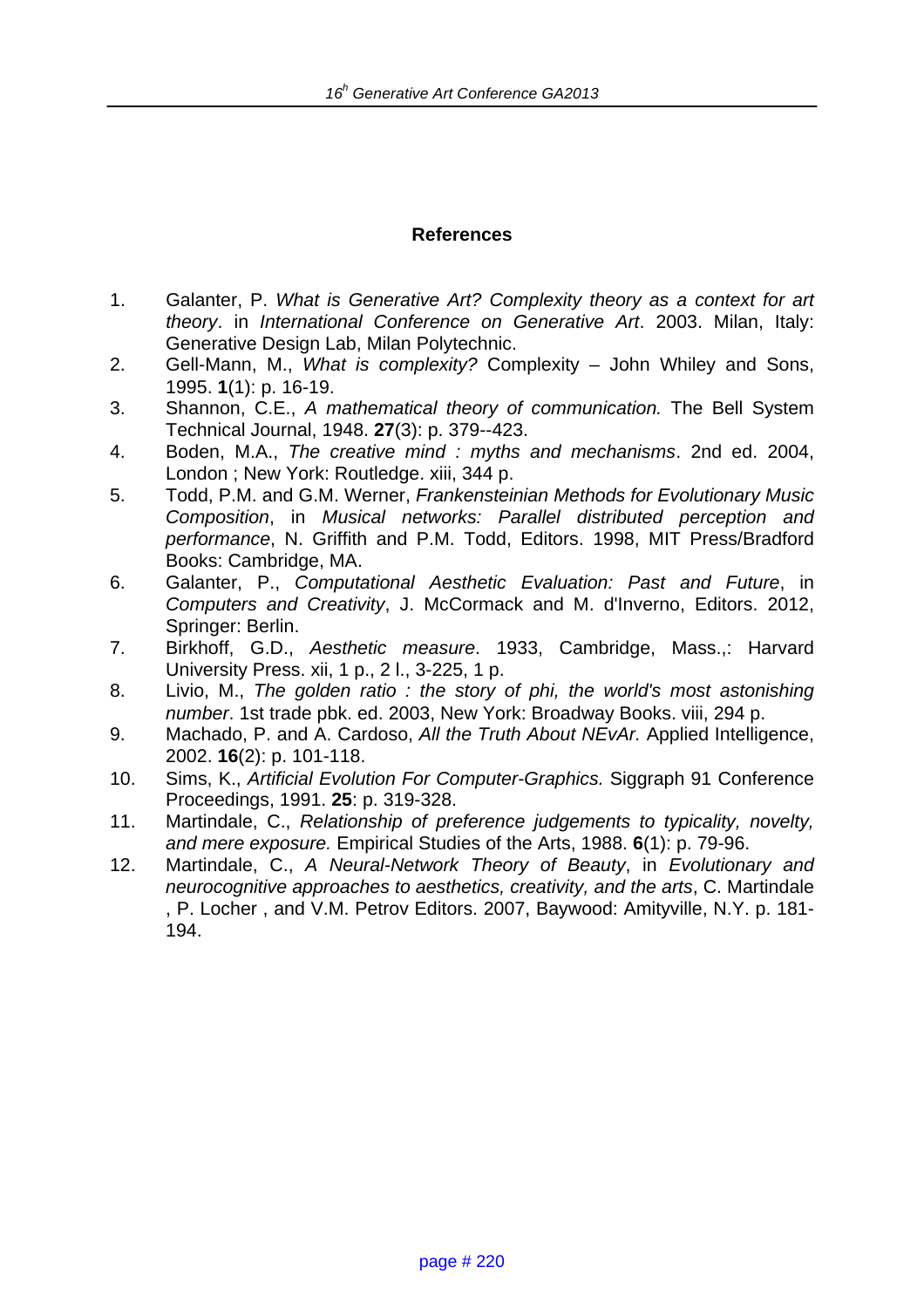## References

1. Galanter, P. *What is Generative Art? Complexity theory as a context for art theory*. in *International Conference on Generative Art*. 2003. Milan, Italy: Generative Design Lab, Milan Polytechnic.
2. Gell-Mann, M., *What is complexity?* Complexity – John Whiley and Sons, 1995. **1**(1): p. 16-19.
3. Shannon, C.E., *A mathematical theory of communication.* The Bell System Technical Journal, 1948. **27**(3): p. 379--423.
4. Boden, M.A., *The creative mind : myths and mechanisms*. 2nd ed. 2004, London ; New York: Routledge. xiii, 344 p.
5. Todd, P.M. and G.M. Werner, *Frankensteinian Methods for Evolutionary Music Composition*, in *Musical networks: Parallel distributed perception and performance*, N. Griffith and P.M. Todd, Editors. 1998, MIT Press/Bradford Books: Cambridge, MA.
6. Galanter, P., *Computational Aesthetic Evaluation: Past and Future*, in *Computers and Creativity*, J. McCormack and M. d'Inverno, Editors. 2012, Springer: Berlin.
7. Birkhoff, G.D., *Aesthetic measure*. 1933, Cambridge, Mass.,: Harvard University Press. xii, 1 p., 2 l., 3-225, 1 p.
8. Livio, M., *The golden ratio : the story of phi, the world's most astonishing number*. 1st trade pbk. ed. 2003, New York: Broadway Books. viii, 294 p.
9. Machado, P. and A. Cardoso, *All the Truth About NEvAr.* Applied Intelligence, 2002. **16**(2): p. 101-118.
10. Sims, K., *Artificial Evolution For Computer-Graphics.* Siggraph 91 Conference Proceedings, 1991. **25**: p. 319-328.
11. Martindale, C., *Relationship of preference judgements to typicality, novelty, and mere exposure.* Empirical Studies of the Arts, 1988. **6**(1): p. 79-96.
12. Martindale, C., *A Neural-Network Theory of Beauty*, in *Evolutionary and neurocognitive approaches to aesthetics, creativity, and the arts*, C. Martindale , P. Locher , and V.M. Petrov Editors. 2007, Baywood: Amityville, N.Y. p. 181-194.